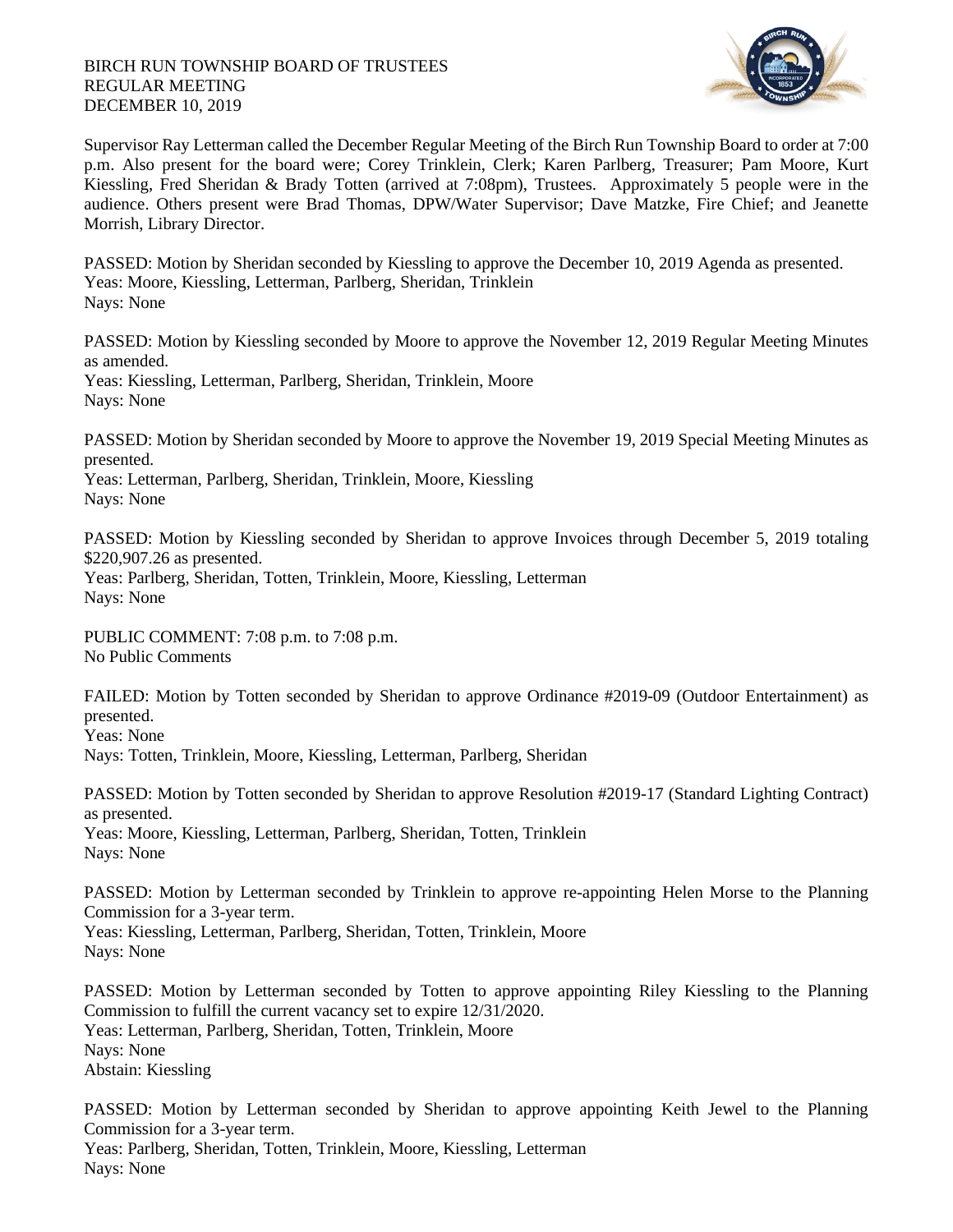BIRCH RUN TOWNSHIP BOARD OF TRUSTEES
REGULAR MEETING
DECEMBER 10, 2019

Supervisor Ray Letterman called the December Regular Meeting of the Birch Run Township Board to order at 7:00 p.m. Also present for the board were; Corey Trinklein, Clerk; Karen Parlberg, Treasurer; Pam Moore, Kurt Kiessling, Fred Sheridan & Brady Totten (arrived at 7:08pm), Trustees. Approximately 5 people were in the audience. Others present were Brad Thomas, DPW/Water Supervisor; Dave Matzke, Fire Chief; and Jeanette Morrish, Library Director.

PASSED: Motion by Sheridan seconded by Kiessling to approve the December 10, 2019 Agenda as presented.
Yeas: Moore, Kiessling, Letterman, Parlberg, Sheridan, Trinklein
Nays: None

PASSED: Motion by Kiessling seconded by Moore to approve the November 12, 2019 Regular Meeting Minutes as amended.
Yeas: Kiessling, Letterman, Parlberg, Sheridan, Trinklein, Moore
Nays: None

PASSED: Motion by Sheridan seconded by Moore to approve the November 19, 2019 Special Meeting Minutes as presented.
Yeas: Letterman, Parlberg, Sheridan, Trinklein, Moore, Kiessling
Nays: None

PASSED: Motion by Kiessling seconded by Sheridan to approve Invoices through December 5, 2019 totaling $220,907.26 as presented.
Yeas: Parlberg, Sheridan, Totten, Trinklein, Moore, Kiessling, Letterman
Nays: None

PUBLIC COMMENT: 7:08 p.m. to 7:08 p.m.
No Public Comments

FAILED: Motion by Totten seconded by Sheridan to approve Ordinance #2019-09 (Outdoor Entertainment) as presented.
Yeas: None
Nays: Totten, Trinklein, Moore, Kiessling, Letterman, Parlberg, Sheridan

PASSED: Motion by Totten seconded by Sheridan to approve Resolution #2019-17 (Standard Lighting Contract) as presented.
Yeas: Moore, Kiessling, Letterman, Parlberg, Sheridan, Totten, Trinklein
Nays: None

PASSED: Motion by Letterman seconded by Trinklein to approve re-appointing Helen Morse to the Planning Commission for a 3-year term.
Yeas: Kiessling, Letterman, Parlberg, Sheridan, Totten, Trinklein, Moore
Nays: None

PASSED: Motion by Letterman seconded by Totten to approve appointing Riley Kiessling to the Planning Commission to fulfill the current vacancy set to expire 12/31/2020.
Yeas: Letterman, Parlberg, Sheridan, Totten, Trinklein, Moore
Nays: None
Abstain: Kiessling

PASSED: Motion by Letterman seconded by Sheridan to approve appointing Keith Jewel to the Planning Commission for a 3-year term.
Yeas: Parlberg, Sheridan, Totten, Trinklein, Moore, Kiessling, Letterman
Nays: None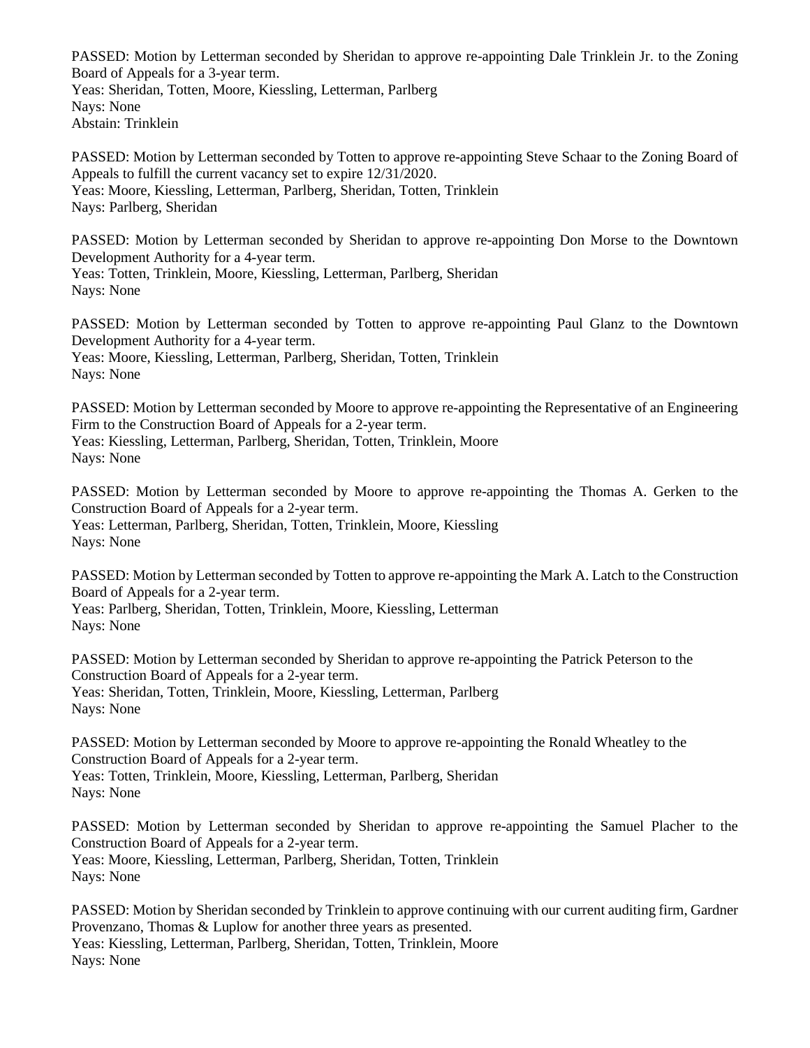PASSED: Motion by Letterman seconded by Sheridan to approve re-appointing Dale Trinklein Jr. to the Zoning Board of Appeals for a 3-year term.
Yeas: Sheridan, Totten, Moore, Kiessling, Letterman, Parlberg
Nays: None
Abstain: Trinklein

PASSED: Motion by Letterman seconded by Totten to approve re-appointing Steve Schaar to the Zoning Board of Appeals to fulfill the current vacancy set to expire 12/31/2020.
Yeas: Moore, Kiessling, Letterman, Parlberg, Sheridan, Totten, Trinklein
Nays: Parlberg, Sheridan

PASSED: Motion by Letterman seconded by Sheridan to approve re-appointing Don Morse to the Downtown Development Authority for a 4-year term.
Yeas: Totten, Trinklein, Moore, Kiessling, Letterman, Parlberg, Sheridan
Nays: None

PASSED: Motion by Letterman seconded by Totten to approve re-appointing Paul Glanz to the Downtown Development Authority for a 4-year term.
Yeas: Moore, Kiessling, Letterman, Parlberg, Sheridan, Totten, Trinklein
Nays: None

PASSED: Motion by Letterman seconded by Moore to approve re-appointing the Representative of an Engineering Firm to the Construction Board of Appeals for a 2-year term.
Yeas: Kiessling, Letterman, Parlberg, Sheridan, Totten, Trinklein, Moore
Nays: None

PASSED: Motion by Letterman seconded by Moore to approve re-appointing the Thomas A. Gerken to the Construction Board of Appeals for a 2-year term.
Yeas: Letterman, Parlberg, Sheridan, Totten, Trinklein, Moore, Kiessling
Nays: None

PASSED: Motion by Letterman seconded by Totten to approve re-appointing the Mark A. Latch to the Construction Board of Appeals for a 2-year term.
Yeas: Parlberg, Sheridan, Totten, Trinklein, Moore, Kiessling, Letterman
Nays: None

PASSED: Motion by Letterman seconded by Sheridan to approve re-appointing the Patrick Peterson to the Construction Board of Appeals for a 2-year term.
Yeas: Sheridan, Totten, Trinklein, Moore, Kiessling, Letterman, Parlberg
Nays: None

PASSED: Motion by Letterman seconded by Moore to approve re-appointing the Ronald Wheatley to the Construction Board of Appeals for a 2-year term.
Yeas: Totten, Trinklein, Moore, Kiessling, Letterman, Parlberg, Sheridan
Nays: None

PASSED: Motion by Letterman seconded by Sheridan to approve re-appointing the Samuel Placher to the Construction Board of Appeals for a 2-year term.
Yeas: Moore, Kiessling, Letterman, Parlberg, Sheridan, Totten, Trinklein
Nays: None

PASSED: Motion by Sheridan seconded by Trinklein to approve continuing with our current auditing firm, Gardner Provenzano, Thomas & Luplow for another three years as presented.
Yeas: Kiessling, Letterman, Parlberg, Sheridan, Totten, Trinklein, Moore
Nays: None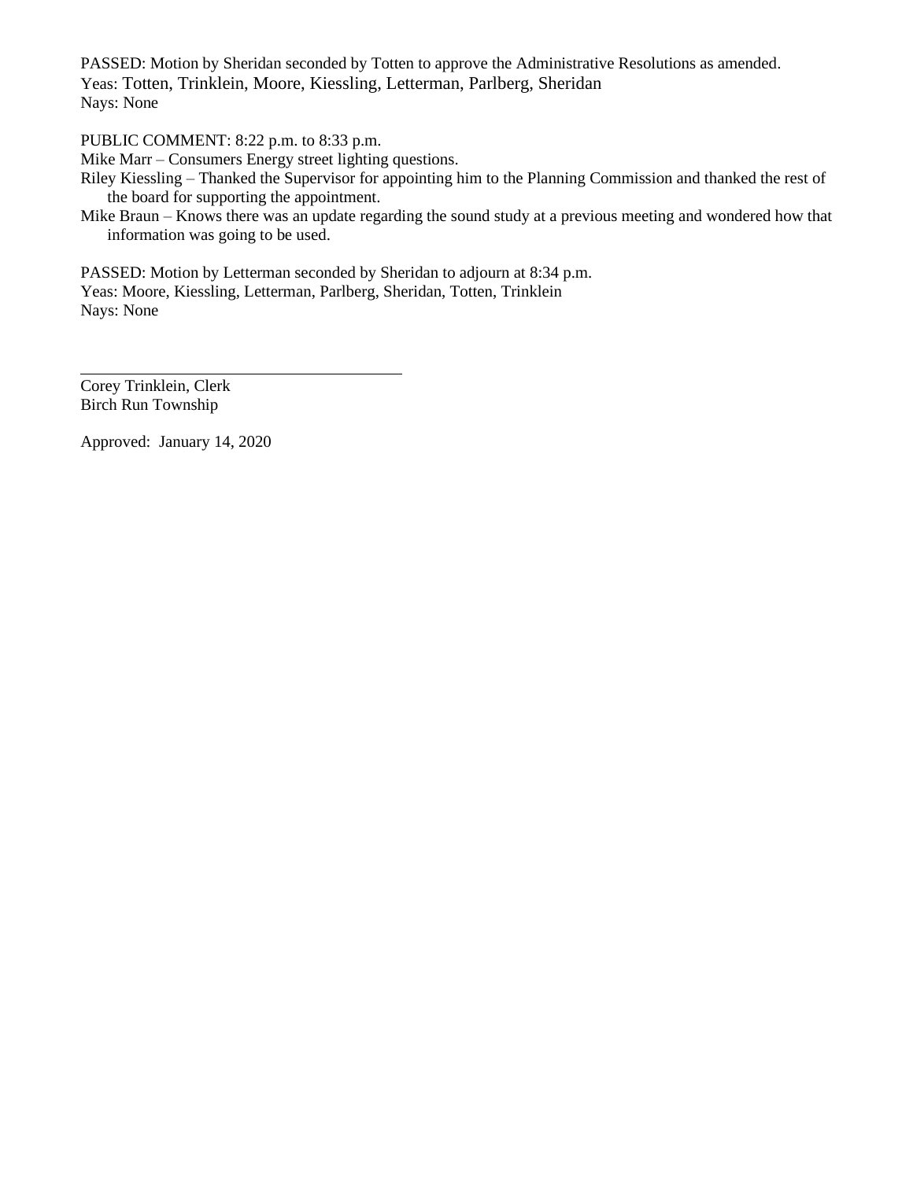PASSED: Motion by Sheridan seconded by Totten to approve the Administrative Resolutions as amended.
Yeas: Totten, Trinklein, Moore, Kiessling, Letterman, Parlberg, Sheridan
Nays: None

PUBLIC COMMENT: 8:22 p.m. to 8:33 p.m.
Mike Marr – Consumers Energy street lighting questions.
Riley Kiessling – Thanked the Supervisor for appointing him to the Planning Commission and thanked the rest of the board for supporting the appointment.
Mike Braun – Knows there was an update regarding the sound study at a previous meeting and wondered how that information was going to be used.

PASSED: Motion by Letterman seconded by Sheridan to adjourn at 8:34 p.m.
Yeas: Moore, Kiessling, Letterman, Parlberg, Sheridan, Totten, Trinklein
Nays: None

\_\_\_\_\_\_\_\_\_\_\_\_\_\_\_\_\_\_\_\_\_\_\_\_\_\_\_\_\_\_\_\_\_\_\_\_\_\_\_\_
Corey Trinklein, Clerk
Birch Run Township

Approved: January 14, 2020